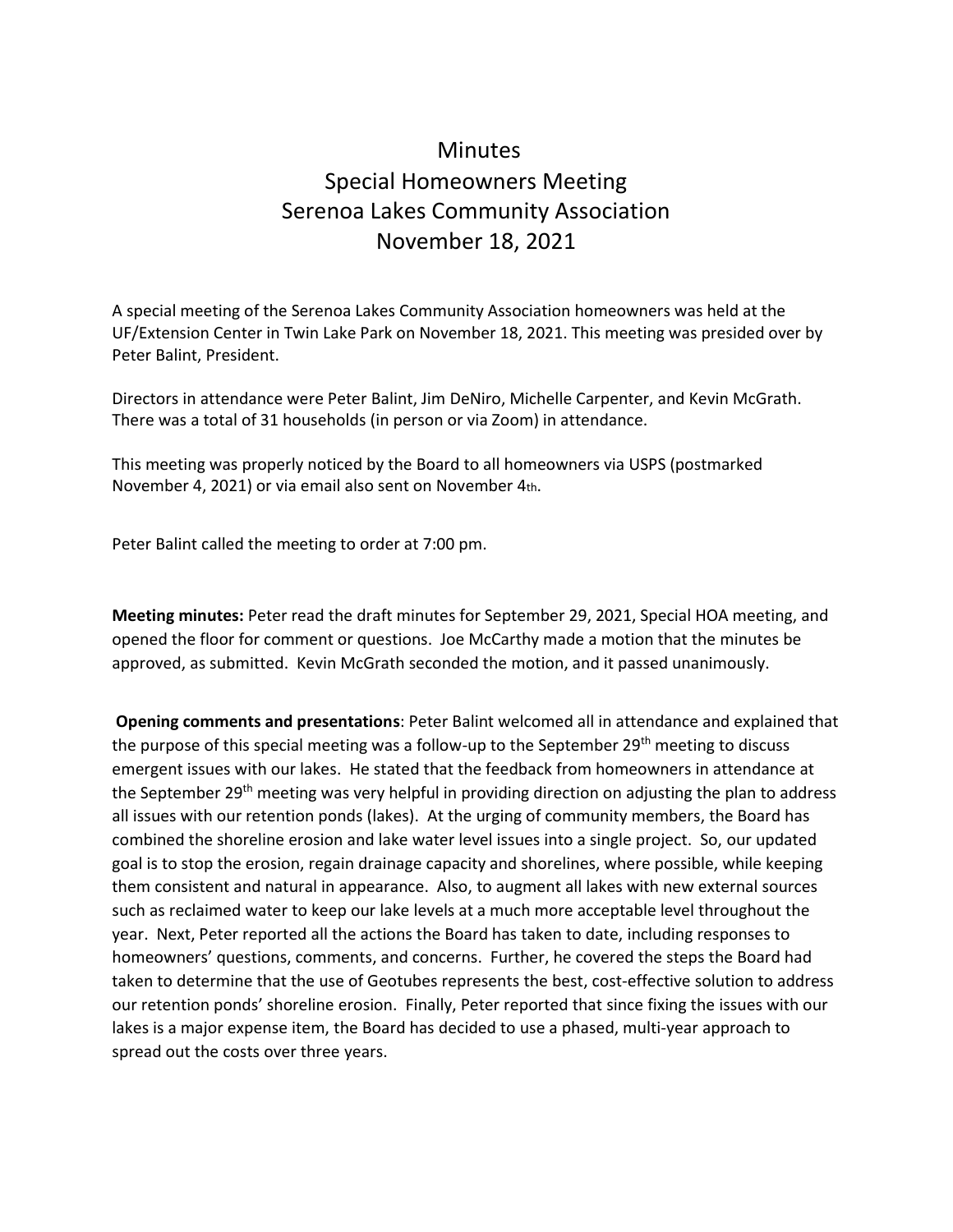# Minutes
# Special Homeowners Meeting
# Serenoa Lakes Community Association
# November 18, 2021

A special meeting of the Serenoa Lakes Community Association homeowners was held at the UF/Extension Center in Twin Lake Park on November 18, 2021. This meeting was presided over by Peter Balint, President.

Directors in attendance were Peter Balint, Jim DeNiro, Michelle Carpenter, and Kevin McGrath. There was a total of 31 households (in person or via Zoom) in attendance.

This meeting was properly noticed by the Board to all homeowners via USPS (postmarked November 4, 2021) or via email also sent on November 4th.

Peter Balint called the meeting to order at 7:00 pm.

**Meeting minutes:** Peter read the draft minutes for September 29, 2021, Special HOA meeting, and opened the floor for comment or questions. Joe McCarthy made a motion that the minutes be approved, as submitted. Kevin McGrath seconded the motion, and it passed unanimously.

**Opening comments and presentations**: Peter Balint welcomed all in attendance and explained that the purpose of this special meeting was a follow-up to the September 29th meeting to discuss emergent issues with our lakes. He stated that the feedback from homeowners in attendance at the September 29th meeting was very helpful in providing direction on adjusting the plan to address all issues with our retention ponds (lakes). At the urging of community members, the Board has combined the shoreline erosion and lake water level issues into a single project. So, our updated goal is to stop the erosion, regain drainage capacity and shorelines, where possible, while keeping them consistent and natural in appearance. Also, to augment all lakes with new external sources such as reclaimed water to keep our lake levels at a much more acceptable level throughout the year. Next, Peter reported all the actions the Board has taken to date, including responses to homeowners' questions, comments, and concerns. Further, he covered the steps the Board had taken to determine that the use of Geotubes represents the best, cost-effective solution to address our retention ponds' shoreline erosion. Finally, Peter reported that since fixing the issues with our lakes is a major expense item, the Board has decided to use a phased, multi-year approach to spread out the costs over three years.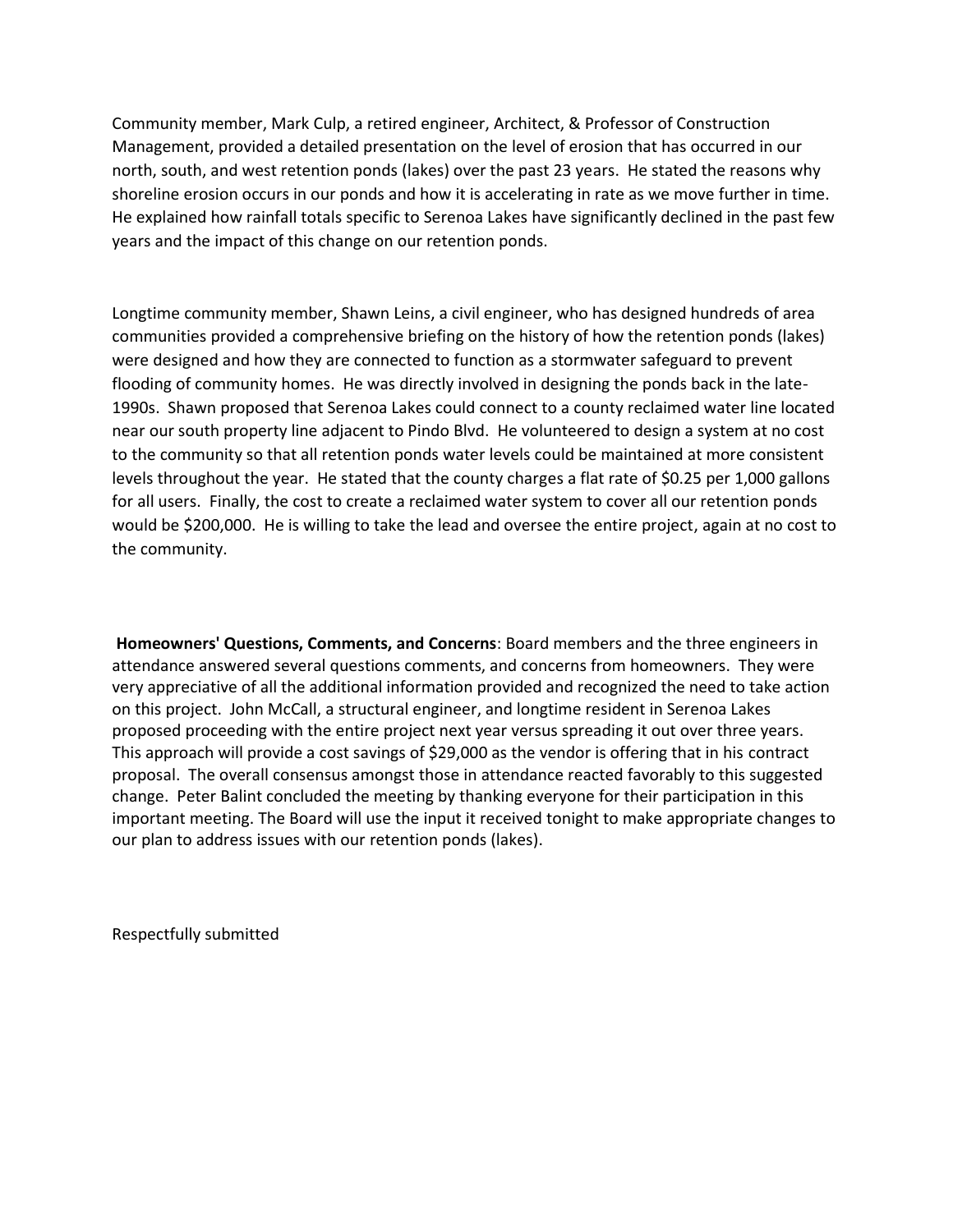Community member, Mark Culp, a retired engineer, Architect, & Professor of Construction Management, provided a detailed presentation on the level of erosion that has occurred in our north, south, and west retention ponds (lakes) over the past 23 years. He stated the reasons why shoreline erosion occurs in our ponds and how it is accelerating in rate as we move further in time. He explained how rainfall totals specific to Serenoa Lakes have significantly declined in the past few years and the impact of this change on our retention ponds.

Longtime community member, Shawn Leins, a civil engineer, who has designed hundreds of area communities provided a comprehensive briefing on the history of how the retention ponds (lakes) were designed and how they are connected to function as a stormwater safeguard to prevent flooding of community homes. He was directly involved in designing the ponds back in the late-1990s. Shawn proposed that Serenoa Lakes could connect to a county reclaimed water line located near our south property line adjacent to Pindo Blvd. He volunteered to design a system at no cost to the community so that all retention ponds water levels could be maintained at more consistent levels throughout the year. He stated that the county charges a flat rate of $0.25 per 1,000 gallons for all users. Finally, the cost to create a reclaimed water system to cover all our retention ponds would be $200,000. He is willing to take the lead and oversee the entire project, again at no cost to the community.

**Homeowners' Questions, Comments, and Concerns**: Board members and the three engineers in attendance answered several questions comments, and concerns from homeowners. They were very appreciative of all the additional information provided and recognized the need to take action on this project. John McCall, a structural engineer, and longtime resident in Serenoa Lakes proposed proceeding with the entire project next year versus spreading it out over three years. This approach will provide a cost savings of $29,000 as the vendor is offering that in his contract proposal. The overall consensus amongst those in attendance reacted favorably to this suggested change. Peter Balint concluded the meeting by thanking everyone for their participation in this important meeting. The Board will use the input it received tonight to make appropriate changes to our plan to address issues with our retention ponds (lakes).

Respectfully submitted